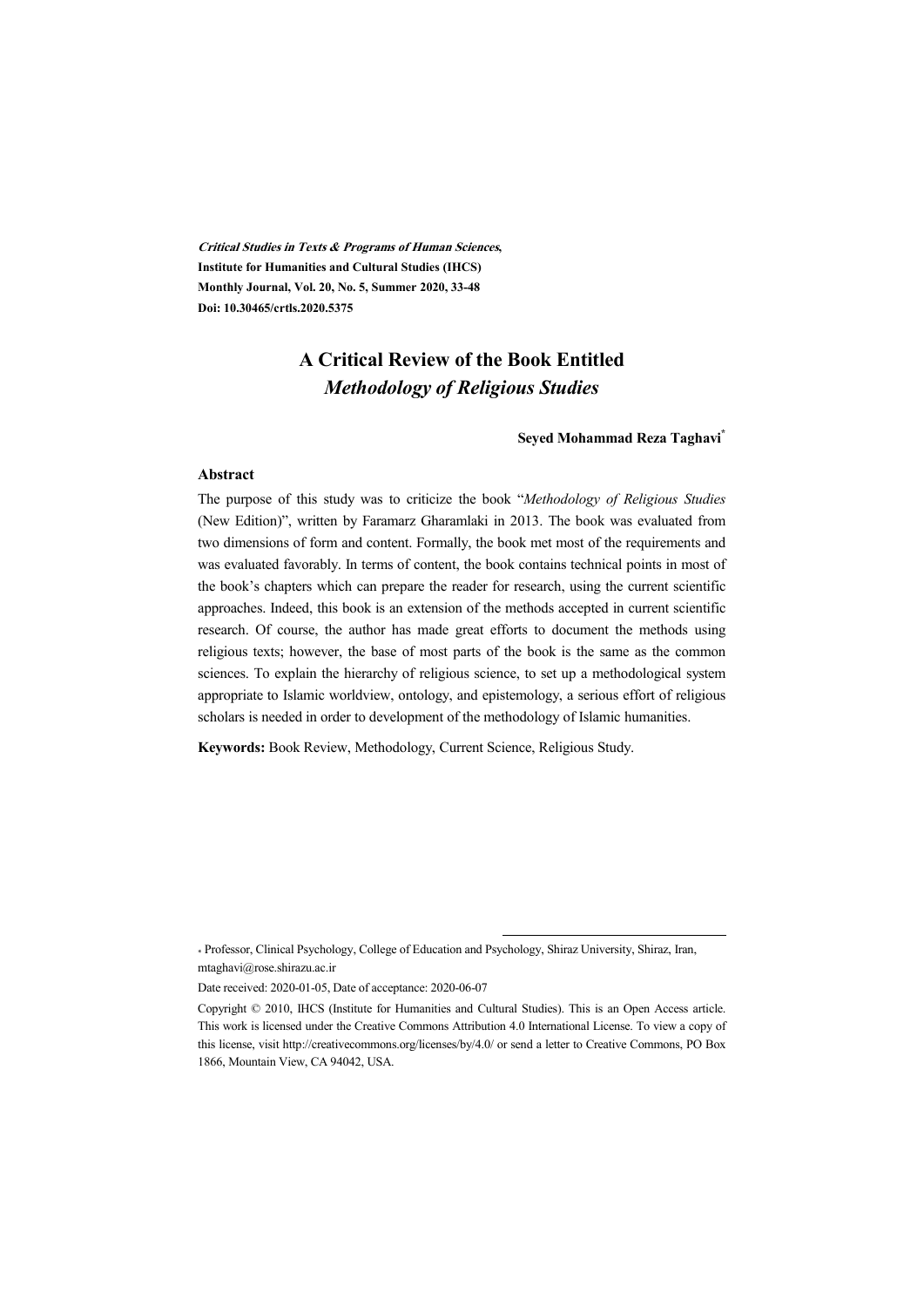***Critical Studies in Texts & Programs of Human Sciences*,**
**Institute for Humanities and Cultural Studies (IHCS)**
**Monthly Journal, Vol. 20, No. 5, Summer 2020, 33-48**
**Doi: 10.30465/crtls.2020.5375**

# A Critical Review of the Book Entitled *Methodology of Religious Studies*

**Seyed Mohammad Reza Taghavi***

## Abstract

The purpose of this study was to criticize the book "*Methodology of Religious Studies* (New Edition)", written by Faramarz Gharamlaki in 2013. The book was evaluated from two dimensions of form and content. Formally, the book met most of the requirements and was evaluated favorably. In terms of content, the book contains technical points in most of the book's chapters which can prepare the reader for research, using the current scientific approaches. Indeed, this book is an extension of the methods accepted in current scientific research. Of course, the author has made great efforts to document the methods using religious texts; however, the base of most parts of the book is the same as the common sciences. To explain the hierarchy of religious science, to set up a methodological system appropriate to Islamic worldview, ontology, and epistemology, a serious effort of religious scholars is needed in order to development of the methodology of Islamic humanities.

**Keywords:** Book Review, Methodology, Current Science, Religious Study.

---

\* Professor, Clinical Psychology, College of Education and Psychology, Shiraz University, Shiraz, Iran, mtaghavi@rose.shirazu.ac.ir

Date received: 2020-01-05, Date of acceptance: 2020-06-07

Copyright © 2010, IHCS (Institute for Humanities and Cultural Studies). This is an Open Access article. This work is licensed under the Creative Commons Attribution 4.0 International License. To view a copy of this license, visit http://creativecommons.org/licenses/by/4.0/ or send a letter to Creative Commons, PO Box 1866, Mountain View, CA 94042, USA.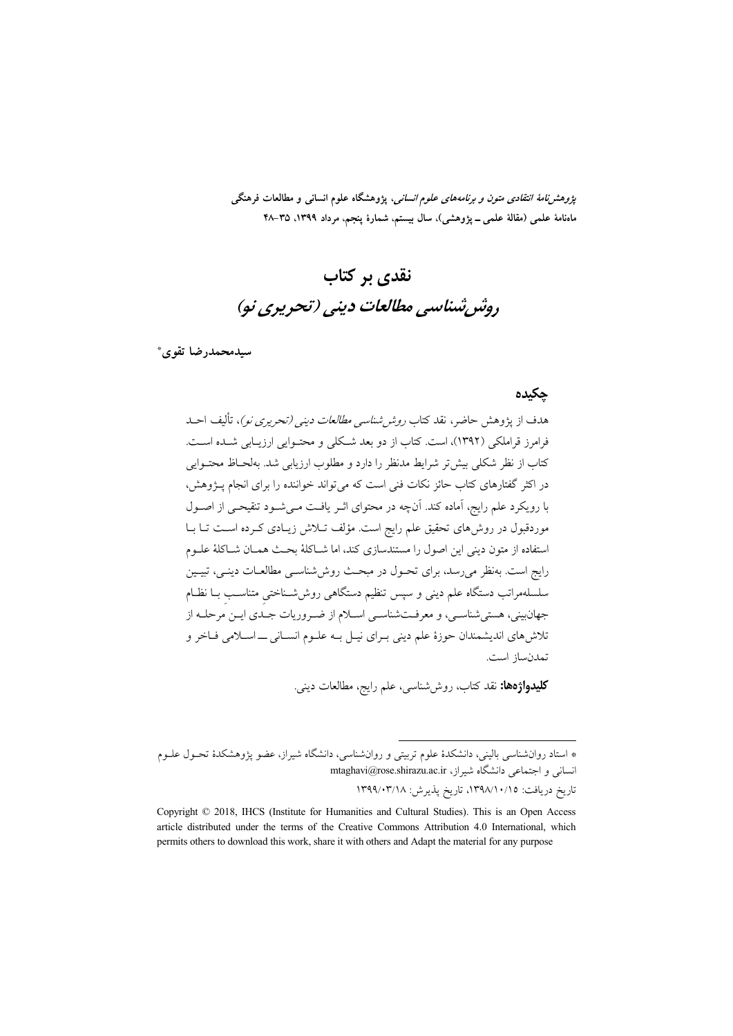# نقدی بر کتاب
## *روش‌شناسی مطالعات دینی (تحریری نو)*

**سیدمحمدرضا تقوی***

### چکیده

هدف از پژوهش حاضر، نقد کتاب *روش‌شناسی مطالعات دینی (تحریری نو)*، تألیف احد فرامرز قراملکی (۱۳۹۲)، است. کتاب از دو بعد شکلی و محتوایی ارزیابی شده است. کتاب از نظر شکلی بیش‌تر شرایط مدنظر را دارد و مطلوب ارزیابی شد. به‌لحاظ محتوایی در اکثر گفتارهای کتاب حائز نکات فنی است که می‌تواند خواننده را برای انجام پژوهش، با رویکرد علم رایج، آماده کند. آن‌چه در محتوای اثر یافت می‌شود تنقیحی از اصول موردقبول در روش‌های تحقیق علم رایج است. مؤلف تلاش زیادی کرده است تا با استفاده از متون دینی این اصول را مستندسازی کند، اما شاکلهٔ بحث همان شاکلهٔ علوم رایج است. به‌نظر می‌رسد، برای تحول در مبحث روش‌شناسی مطالعات دینی، تبیین سلسله‌مراتب دستگاه علم دینی و سپس تنظیم دستگاهی روش‌شناختیِ متناسب با نظام جهان‌بینی، هستی‌شناسی، و معرفت‌شناسی اسلام از ضروریات جدی این مرحله از تلاش‌های اندیشمندان حوزهٔ علم دینی برای نیل به علوم انسانی ـ اسلامی فاخر و تمدن‌ساز است.

**کلیدواژه‌ها:** نقد کتاب، روش‌شناسی، علم رایج، مطالعات دینی.

---

* استاد روان‌شناسی بالینی، دانشکدهٔ علوم تربیتی و روان‌شناسی، دانشگاه شیراز، عضو پژوهشکدهٔ تحول علوم انسانی و اجتماعی دانشگاه شیراز، mtaghavi@rose.shirazu.ac.ir

تاریخ دریافت: ۱۳۹۸/۱۰/۱۵، تاریخ پذیرش: ۱۳۹۹/۰۳/۱۸

Copyright © 2018, IHCS (Institute for Humanities and Cultural Studies). This is an Open Access article distributed under the terms of the Creative Commons Attribution 4.0 International, which permits others to download this work, share it with others and Adapt the material for any purpose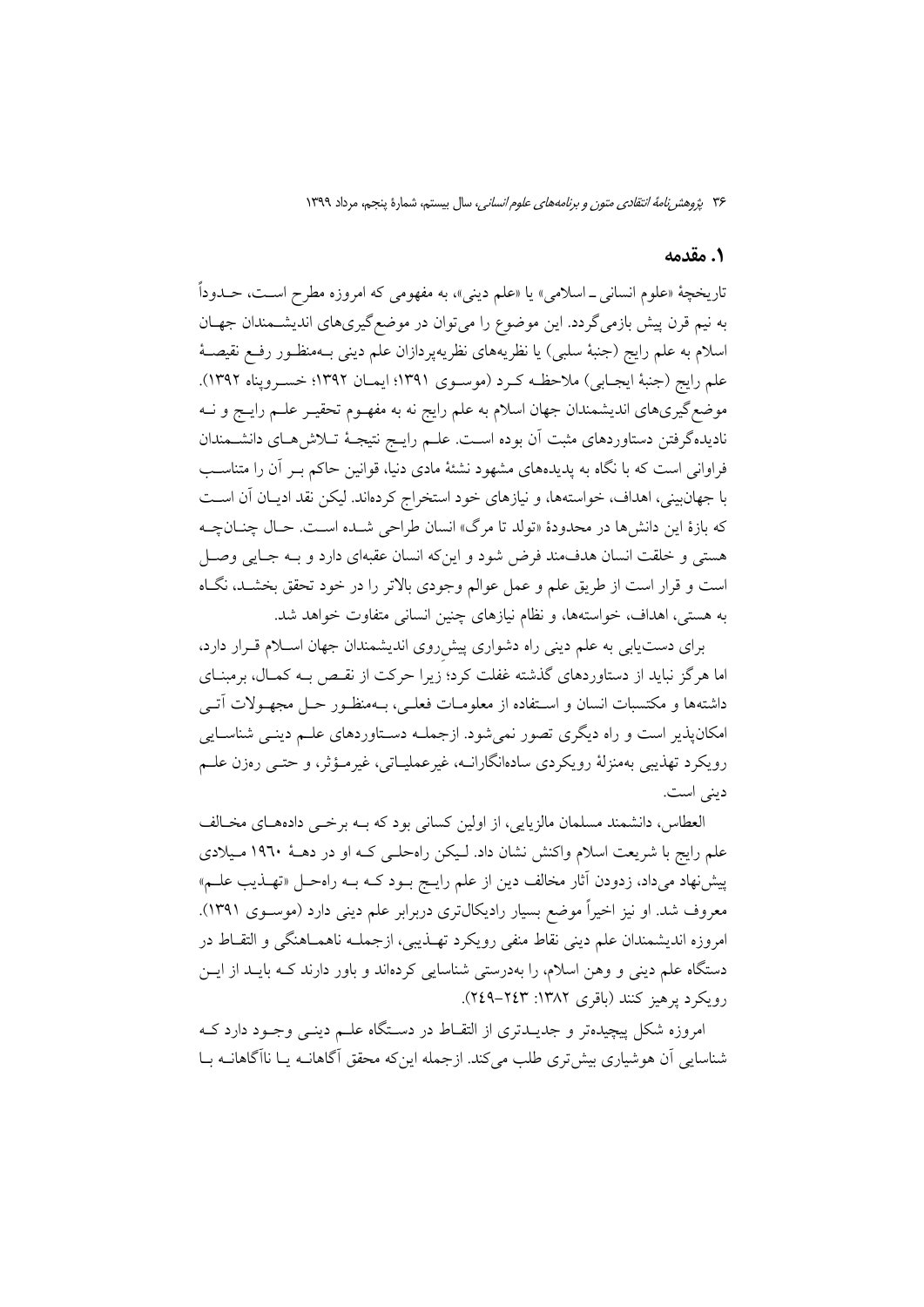## ۱. مقدمه

تاریخچهٔ «علوم انسانی ـ اسلامی» یا «علم دینی»، به مفهومی که امروزه مطرح است، حدوداً به نیم قرن پیش بازمی‌گردد. این موضوع را می‌توان در موضع‌گیری‌های اندیشمندان جهان اسلام به علم رایج (جنبهٔ سلبی) یا نظریه‌های نظریه‌پردازان علم دینی به‌منظور رفع نقیصهٔ علم رایج (جنبهٔ ایجابی) ملاحظه کرد (موسوی ۱۳۹۱؛ ایمان ۱۳۹۲؛ خسروپناه ۱۳۹۲). موضع‌گیری‌های اندیشمندان جهان اسلام به علم رایج نه به مفهوم تحقیر علم رایج و نه نادیده‌گرفتن دستاوردهای مثبت آن بوده است. علم رایج نتیجهٔ تلاش‌های دانشمندان فراوانی است که با نگاه به پدیده‌های مشهود نشئهٔ مادی دنیا، قوانین حاکم بر آن را متناسب با جهان‌بینی، اهداف، خواسته‌ها، و نیازهای خود استخراج کرده‌اند. لیکن نقد ادیان آن است که بازهٔ این دانش‌ها در محدودهٔ «تولد تا مرگ» انسان طراحی شده است. حال چنان‌چه هستی و خلقت انسان هدف‌مند فرض شود و این‌که انسان عقبه‌ای دارد و به جایی وصل است و قرار است از طریق علم و عمل عوالم وجودی بالاتر را در خود تحقق بخشد، نگاه به هستی، اهداف، خواسته‌ها، و نظام نیازهای چنین انسانی متفاوت خواهد شد.

برای دست‌یابی به علم دینی راه دشواری پیش‌روی اندیشمندان جهان اسلام قرار دارد، اما هرگز نباید از دستاوردهای گذشته غفلت کرد؛ زیرا حرکت از نقص به کمال، برمبنای داشته‌ها و مکتسبات انسان و استفاده از معلومات فعلی، به‌منظور حل مجهولات آتی امکان‌پذیر است و راه دیگری تصور نمی‌شود. ازجمله دستاوردهای علم دینی شناسایی رویکرد تهذیبی به‌منزلهٔ رویکردی ساده‌انگارانه، غیرعملیاتی، غیرمؤثر، و حتی رهزن علم دینی است.

العطاس، دانشمند مسلمان مالزیایی، از اولین کسانی بود که به برخی داده‌های مخالف علم رایج با شریعت اسلام واکنش نشان داد. لیکن راه‌حلی که او در دههٔ ۱۹۶۰ میلادی پیش‌نهاد می‌داد، زدودن آثار مخالف دین از علم رایج بود که به راه‌حل «تهذیب علم» معروف شد. او نیز اخیراً موضع بسیار رادیکال‌تری دربرابر علم دینی دارد (موسوی ۱۳۹۱). امروزه اندیشمندان علم دینی نقاط منفی رویکرد تهذیبی، ازجمله ناهماهنگی و التقاط در دستگاه علم دینی و وهن اسلام، را به‌درستی شناسایی کرده‌اند و باور دارند که باید از این رویکرد پرهیز کنند (باقری ۱۳۸۲: ۲۴۳-۲۴۹).

امروزه شکل پیچیده‌تر و جدیدتری از التقاط در دستگاه علم دینی وجود دارد که شناسایی آن هوشیاری بیش‌تری طلب می‌کند. ازجمله این‌که محقق آگاهانه یا ناآگاهانه با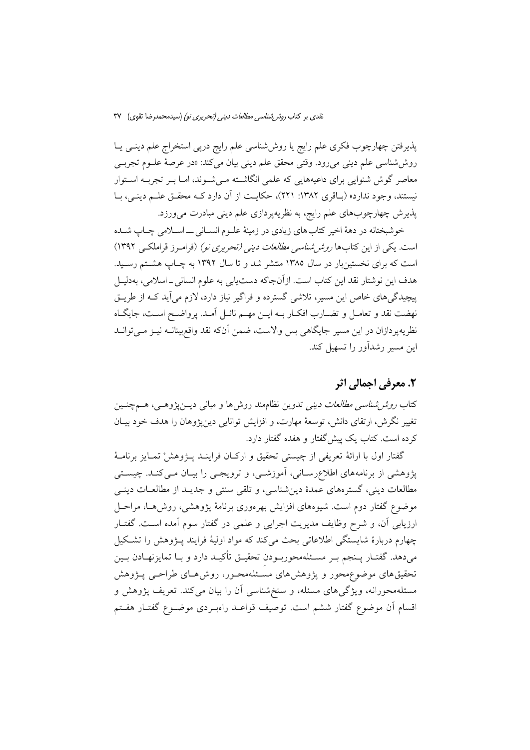پذیرفتن چهارچوب فکری علم رایج یا روش‌شناسی علم رایج درپی استخراج علم دینی یا روش‌شناسی علم دینی می‌رود. وقتی محقق علم دینی بیان می‌کند: «در عرصهٔ علوم تجربی معاصر گوش شنوایی برای داعیه‌هایی که علمی انگاشته می‌شوند، اما بر تجربه استوار نیستند، وجود ندارد» (باقری ۱۳۸۲: ۲۲۱)، حکایت از آن دارد که محقق علم دینی، با پذیرش چهارچوب‌های علم رایج، به نظریه‌پردازی علم دینی مبادرت می‌ورزد.

خوشبختانه در دههٔ اخیر کتاب‌های زیادی در زمینهٔ علوم انسانی ــ اسلامی چاپ شده است. یکی از این کتاب‌ها *روش‌شناسی مطالعات دینی (تحریری نو)* (فرامرز قراملکی ۱۳۹۲) است که برای نخستین‌بار در سال ۱۳۸۵ منتشر شد و تا سال ۱۳۹۲ به چاپ هشتم رسید. هدف این نوشتار نقد این کتاب است. ازآن‌جاکه دست‌یابی به علوم انسانی ـ اسلامی، به‌دلیل پیچیدگی‌های خاص این مسیر، تلاشی گسترده و فراگیر نیاز دارد، لازم می‌آید که از طریق نهضت نقد و تعامل و تضارب افکار به این مهم نائل آمد. پرواضح است، جایگاه نظریه‌پردازان در این مسیر جایگاهی بس والاست، ضمن آن‌که نقد واقع‌بینانه نیز می‌تواند این مسیر رشدآور را تسهیل کند.

## ۲. معرفی اجمالی اثر

کتاب *روش‌شناسی مطالعات دینی* تدوین نظام‌مند روش‌ها و مبانی دین‌پژوهی، هم‌چنین تغییر نگرش، ارتقای دانش، توسعهٔ مهارت، و افزایش توانایی دین‌پژوهان را هدف خود بیان کرده است. کتاب یک پیش‌گفتار و هفده گفتار دارد.

گفتار اول با ارائهٔ تعریفی از چیستی تحقیق و ارکان فرایند پژوهشْ تمایز برنامهٔ پژوهشی از برنامه‌های اطلاع‌رسانی، آموزشی، و ترویجی را بیان می‌کند. چیستی مطالعات دینی، گستره‌های عمدهٔ دین‌شناسی، و تلقی سنتی و جدید از مطالعات دینی موضوع گفتار دوم است. شیوه‌های افزایش بهره‌وری برنامهٔ پژوهشی، روش‌ها، مراحل ارزیابی آن، و شرح وظایف مدیریت اجرایی و علمی در گفتار سوم آمده است. گفتار چهارم دربارهٔ شایستگی اطلاعاتی بحث می‌کند که مواد اولیهٔ فرایند پژوهش را تشکیل می‌دهد. گفتار پنجم بر مسئله‌محوربودنِ تحقیق تأکید دارد و با تمایزنهادن بین تحقیق‌های موضوع‌محور و پژوهش‌های مسئله‌محور، روش‌های طراحی پژوهش مسئله‌محورانه، ویژگی‌های مسئله، و سنخ‌شناسی آن را بیان می‌کند. تعریف پژوهش و اقسام آن موضوع گفتار ششم است. توصیف قواعد راهبردی موضوع گفتار هفتم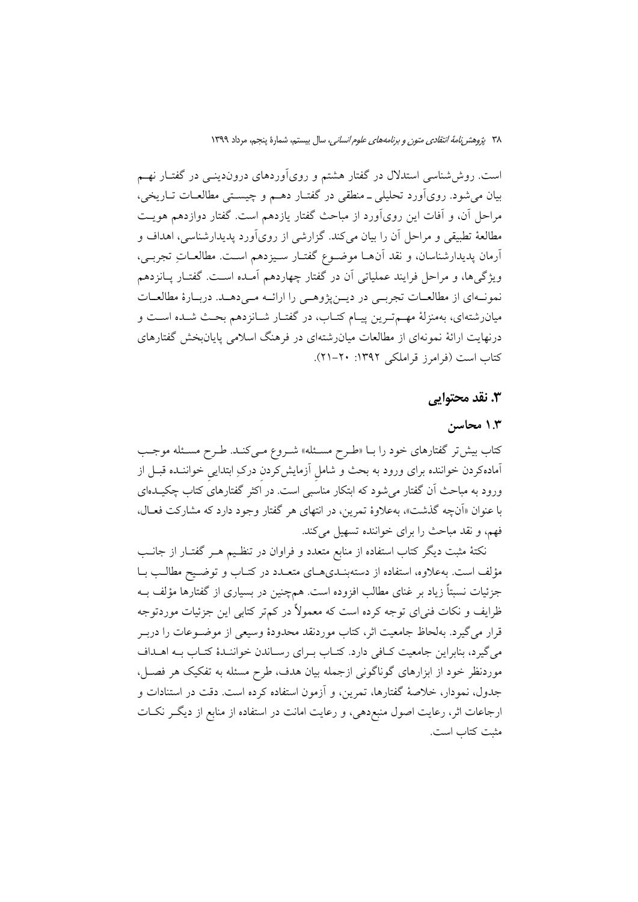است. روش‌شناسی استدلال در گفتار هشتم و روی‌آوردهای درون‌دینی در گفتار نهم بیان می‌شود. روی‌آورد تحلیلی ـ منطقی در گفتار دهم و چیستی مطالعات تاریخی، مراحل آن، و آفات این روی‌آورد از مباحث گفتار یازدهم است. گفتار دوازدهم هویت مطالعهٔ تطبیقی و مراحل آن را بیان می‌کند. گزارشی از روی‌آورد پدیدارشناسی، اهداف و آرمان پدیدارشناسان، و نقد آن‌ها موضوع گفتار سیزدهم است. مطالعاتِ تجربی، ویژگی‌ها، و مراحل فرایند عملیاتی آن در گفتار چهاردهم آمده است. گفتار پانزدهم نمونه‌ای از مطالعات تجربی در دین‌پژوهی را ارائه می‌دهد. دربارهٔ مطالعات میان‌رشته‌ای، به‌منزلهٔ مهم‌ترین پیام کتاب، در گفتار شانزدهم بحث شده است و درنهایت ارائهٔ نمونه‌ای از مطالعات میان‌رشته‌ای در فرهنگ اسلامی پایان‌بخش گفتارهای کتاب است (فرامرز قراملکی ۱۳۹۲: ۲۰–۲۱).

## ۳. نقد محتوایی

### ۱.۳ محاسن

کتاب بیش‌تر گفتارهای خود را با «طرح مسئله» شروع می‌کند. طرح مسئله موجب آماده‌کردن خواننده برای ورود به بحث و شاملِ آزمایش‌کردن درکِ ابتدایی خواننده قبل از ورود به مباحث آن گفتار می‌شود که ابتکار مناسبی است. در اکثر گفتارهای کتاب چکیده‌ای با عنوان «آن‌چه گذشت»، به‌علاوهٔ تمرین، در انتهای هر گفتار وجود دارد که مشارکت فعال، فهم، و نقد مباحث را برای خواننده تسهیل می‌کند.

نکتهٔ مثبت دیگر کتاب استفاده از منابع متعدد و فراوان در تنظیم هر گفتار از جانب مؤلف است. به‌علاوه، استفاده از دسته‌بندی‌های متعدد در کتاب و توضیح مطالب با جزئیات نسبتاً زیاد بر غنای مطالب افزوده است. هم‌چنین در بسیاری از گفتارها مؤلف به ظرایف و نکات فنی‌ای توجه کرده است که معمولاً در کم‌تر کتابی این جزئیات موردتوجه قرار می‌گیرد. به‌لحاظ جامعیت اثر، کتاب موردنقد محدودهٔ وسیعی از موضوعات را دربر می‌گیرد، بنابراین جامعیت کافی دارد. کتاب برای رساندن خوانندهٔ کتاب به اهداف موردنظر خود از ابزارهای گوناگونی ازجمله بیان هدف، طرح مسئله به تفکیک هر فصل، جدول، نمودار، خلاصهٔ گفتارها، تمرین، و آزمون استفاده کرده است. دقت در استنادات و ارجاعات اثر، رعایت اصول منبع‌دهی، و رعایت امانت در استفاده از منابع از دیگر نکات مثبت کتاب است.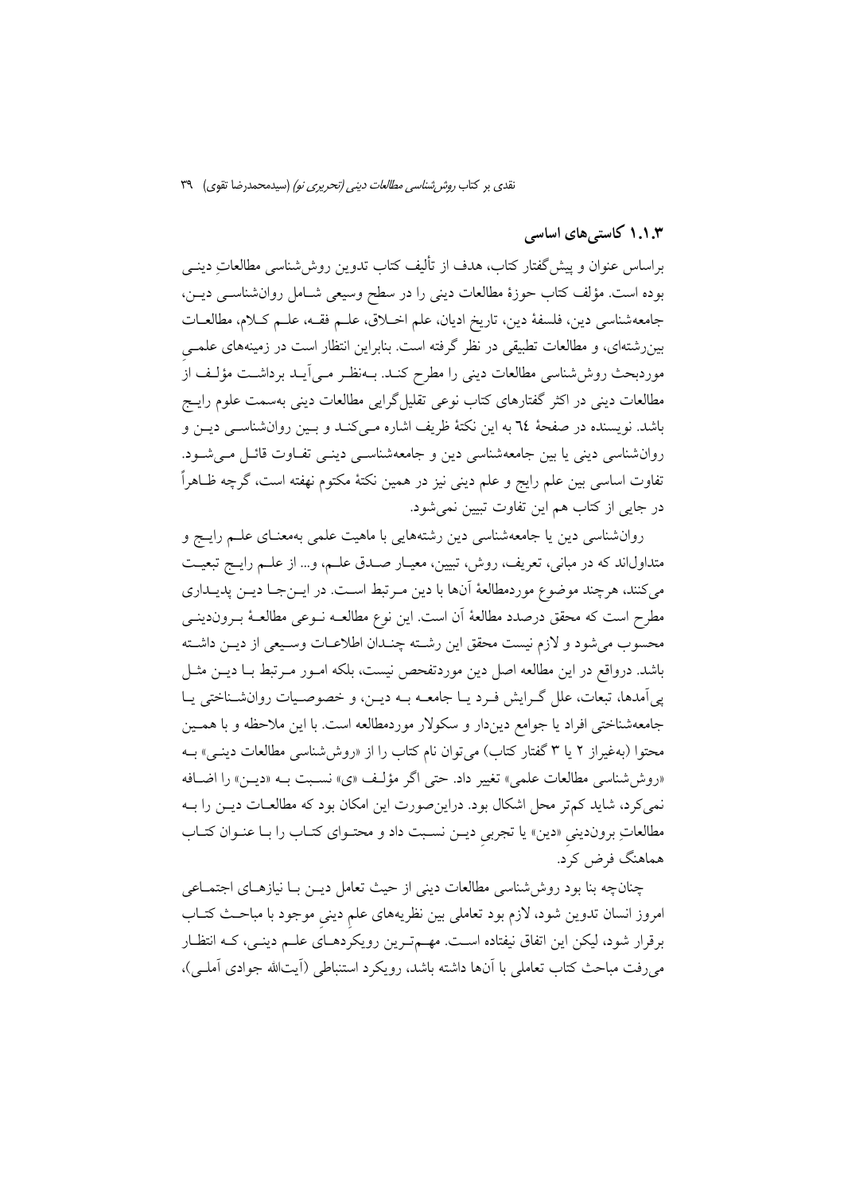### ۱.۱.۳ کاستی‌های اساسی

براساس عنوان و پیش‌گفتار کتاب، هدف از تألیف کتاب تدوین روش‌شناسی مطالعاتِ دینی بوده است. مؤلف کتاب حوزهٔ مطالعات دینی را در سطح وسیعی شامل روان‌شناسی دین، جامعه‌شناسی دین، فلسفهٔ دین، تاریخ ادیان، علم اخلاق، علم فقه، علم کلام، مطالعات بین‌رشته‌ای، و مطالعات تطبیقی در نظر گرفته است. بنابراین انتظار است در زمینه‌های علمیِ موردبحث روش‌شناسی مطالعات دینی را مطرح کند. به‌نظر می‌آید برداشت مؤلف از مطالعات دینی در اکثر گفتارهای کتاب نوعی تقلیل‌گرایی مطالعات دینی به‌سمت علوم رایج باشد. نویسنده در صفحهٔ ٦٤ به این نکتهٔ ظریف اشاره می‌کند و بین روان‌شناسی دین و روان‌شناسی دینی یا بین جامعه‌شناسی دین و جامعه‌شناسی دینی تفاوت قائل می‌شود. تفاوت اساسی بین علم رایج و علم دینی نیز در همین نکتهٔ مکتوم نهفته است، گرچه ظاهراً در جایی از کتاب هم این تفاوت تبیین نمی‌شود.

روان‌شناسی دین یا جامعه‌شناسی دین رشته‌هایی با ماهیت علمی به‌معنای علم رایج و متداول‌اند که در مبانی، تعریف، روش، تبیین، معیار صدق علم، و... از علم رایج تبعیت می‌کنند، هرچند موضوع موردمطالعهٔ آن‌ها با دین مرتبط است. در این‌جا دین پدیداری مطرح است که محقق درصدد مطالعهٔ آن است. این نوع مطالعه نوعی مطالعهٔ برون‌دینی محسوب می‌شود و لازم نیست محقق این رشته چندان اطلاعات وسیعی از دین داشته باشد. درواقع در این مطالعه اصل دین موردتفحص نیست، بلکه امور مرتبط با دین مثل پی‌آمدها، تبعات، علل گرایش فرد یا جامعه به دین، و خصوصیات روان‌شناختی یا جامعه‌شناختی افراد یا جوامع دین‌دار و سکولار موردمطالعه است. با این ملاحظه و با همین محتوا (به‌غیراز ۲ یا ۳ گفتار کتاب) می‌توان نام کتاب را از «روش‌شناسی مطالعات دینی» به «روش‌شناسی مطالعات علمی» تغییر داد. حتی اگر مؤلف «ی» نسبت به «دین» را اضافه نمی‌کرد، شاید کم‌تر محل اشکال بود. دراین‌صورت این امکان بود که مطالعات دین را به مطالعاتِ برون‌دینی «دین» یا تجربیِ دین نسبت داد و محتوای کتاب را با عنوان کتاب هماهنگ فرض کرد.

چنان‌چه بنا بود روش‌شناسی مطالعات دینی از حیث تعامل دین با نیازهای اجتماعی امروز انسان تدوین شود، لازم بود تعاملی بین نظریه‌های علمِ دینیِ موجود با مباحث کتاب برقرار شود، لیکن این اتفاق نیفتاده است. مهم‌ترین رویکردهای علم دینی، که انتظار می‌رفت مباحث کتاب تعاملی با آن‌ها داشته باشد، رویکرد استنباطی (آیت‌الله جوادی آملی)،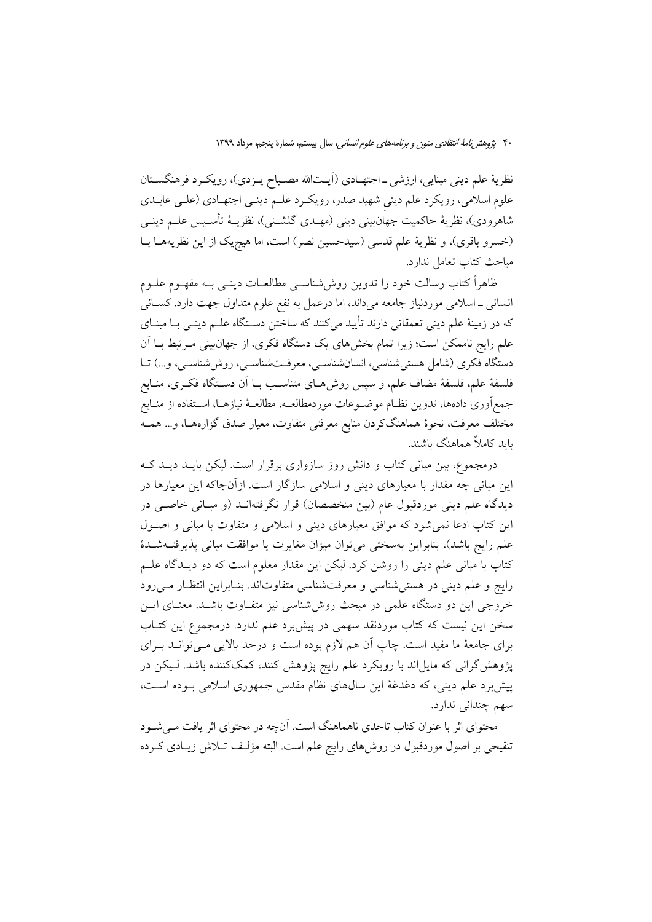نظریهٔ علم دینی مبنایی، ارزشی ـ اجتهادی (آیت‌الله مصباح یزدی)، رویکرد فرهنگستان علوم اسلامی، رویکرد علم دینیِ شهید صدر، رویکرد علم دینی اجتهادی (علی عابدی شاهرودی)، نظریهٔ حاکمیت جهان‌بینی دینی (مهدی گلشنی)، نظریهٔ تأسیس علم دینی (خسرو باقری)، و نظریهٔ علم قدسی (سیدحسین نصر) است، اما هیچ‌یک از این نظریه‌ها با مباحث کتاب تعامل ندارد.

ظاهراً کتاب رسالت خود را تدوین روش‌شناسی مطالعات دینی به مفهوم علوم انسانی ـ اسلامی موردنیاز جامعه می‌داند، اما درعمل به نفع علوم متداول جهت دارد. کسانی که در زمینهٔ علم دینی تعمقاتی دارند تأیید می‌کنند که ساختن دستگاه علم دینی با مبنای علم رایج ناممکن است؛ زیرا تمام بخش‌های یک دستگاه فکری، از جهان‌بینی مرتبط با آن دستگاه فکری (شامل هستی‌شناسی، انسان‌شناسی، معرفت‌شناسی، روش‌شناسی، و...) تا فلسفهٔ علم، فلسفهٔ مضاف علم، و سپس روش‌های متناسب با آن دستگاه فکری، منابع جمع‌آوری داده‌ها، تدوین نظام موضوعات موردمطالعه، مطالعهٔ نیازها، استفاده از منابع مختلف معرفت، نحوهٔ هماهنگ‌کردن منابع معرفتی متفاوت، معیار صدق گزاره‌ها، و... همه باید کاملاً هماهنگ باشند.

درمجموع، بین مبانی کتاب و دانش روز سازواری برقرار است. لیکن باید دید که این مبانی چه مقدار با معیارهای دینی و اسلامی سازگار است. ازآن‌جاکه این معیارها در دیدگاه علم دینی موردقبول عام (بین متخصصان) قرار نگرفته‌اند (و مبانی خاصی در این کتاب ادعا نمی‌شود که موافق معیارهای دینی و اسلامی و متفاوت با مبانی و اصول علم رایج باشد)، بنابراین به‌سختی می‌توان میزان مغایرت یا موافقت مبانی پذیرفته‌شدهٔ کتاب با مبانی علم دینی را روشن کرد. لیکن این مقدار معلوم است که دو دیدگاه علم رایج و علم دینی در هستی‌شناسی و معرفت‌شناسی متفاوت‌اند. بنابراین انتظار می‌رود خروجی این دو دستگاه علمی در مبحث روش‌شناسی نیز متفاوت باشد. معنای این سخن این نیست که کتاب موردنقد سهمی در پیش‌برد علم ندارد. درمجموع این کتاب برای جامعهٔ ما مفید است. چاپ آن هم لازم بوده است و درحد بالایی می‌تواند برای پژوهش‌گرانی که مایل‌اند با رویکرد علم رایج پژوهش کنند، کمک‌کننده باشد. لیکن در پیش‌برد علم دینی، که دغدغهٔ این سال‌های نظام مقدس جمهوری اسلامی بوده است، سهم چندانی ندارد.

محتوای اثر با عنوان کتاب تاحدی ناهماهنگ است. آن‌چه در محتوای اثر یافت می‌شود تنقیحی بر اصول موردقبول در روش‌های رایج علم است. البته مؤلف تلاش زیادی کرده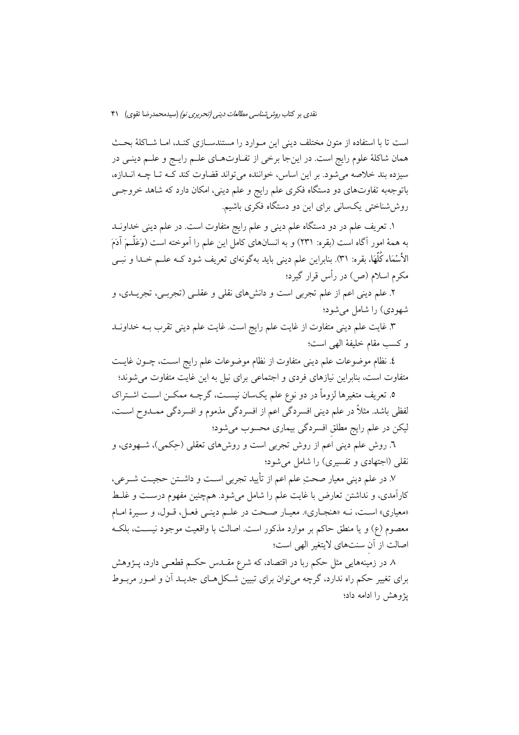است تا با استفاده از متون مختلف دینی این موارد را مستندسازی کند، اما شاکلهٔ بحث همان شاکلهٔ علوم رایج است. در این‌جا برخی از تفاوت‌های علم رایج و علم دینی در سیزده بند خلاصه می‌شود. بر این اساس، خواننده می‌تواند قضاوت کند که تا چه اندازه، باتوجه‌به تفاوت‌های دو دستگاه فکری علم رایج و علم دینی، امکان دارد که شاهد خروجی روش‌شناختی یک‌سانی برای این دو دستگاه فکری باشیم.

۱. تعریف علم در دو دستگاه علم دینی و علم رایج متفاوت است. در علم دینی خداوند به همهٔ امور آگاه است (بقره: ۲۳۱) و به انسان‌های کامل این علم را آموخته است (وَعَلَّمَ آدَمَ الأَسْمَاء کُلَّهَا، بقره: ۳۱). بنابراین علم دینی باید به‌گونه‌ای تعریف شود که علم خدا و نبی مکرم اسلام (ص) در رأس قرار گیرد؛

۲. علم دینی اعم از علم تجربی است و دانش‌های نقلی و عقلی (تجربی، تجریدی، و شهودی) را شامل می‌شود؛

۳. غایت علم دینی متفاوت از غایت علم رایج است. غایت علم دینی تقرب به خداوند و کسب مقام خلیفهٔ الهی است؛

٤. نظام موضوعات علم دینی متفاوت از نظام موضوعات علم رایج است، چون غایت متفاوت است، بنابراین نیازهای فردی و اجتماعی برای نیل به این غایت متفاوت می‌شوند؛

٥. تعریف متغیرها لزوماً در دو نوع علم یک‌سان نیست، گرچه ممکن است اشتراک لفظی باشد. مثلاً در علم دینی افسردگی اعم از افسردگی مذموم و افسردگی ممدوح است، لیکن در علم رایج مطلقِ افسردگی بیماری محسوب می‌شود؛

٦. روش علم دینی اعم از روش تجربی است و روش‌های تعقلی (حِکمی)، شهودی، و نقلی (اجتهادی و تفسیری) را شامل می‌شود؛

۷. در علم دینی معیار صحتِ علم اعم از تأیید تجربی است و داشتن حجیت شرعی، کارآمدی، و نداشتن تعارض با غایت علم را شامل می‌شود. همچنین مفهوم درست و غلط «معیاری» است، نه «هنجاری». معیار صحت در علم دینی فعل، قول، و سیرهٔ امام معصوم (ع) و یا منطق حاکم بر موارد مذکور است. اصالت با واقعیت موجود نیست، بلکه اصالت از آنِ سنت‌های لایتغیر الهی است؛

۸. در زمینه‌هایی مثل حکم ربا در اقتصاد، که شرع مقدس حکم قطعی دارد، پژوهش برای تغییر حکم راه ندارد، گرچه می‌توان برای تبیین شکل‌های جدید آن و امور مربوط پژوهش را ادامه داد؛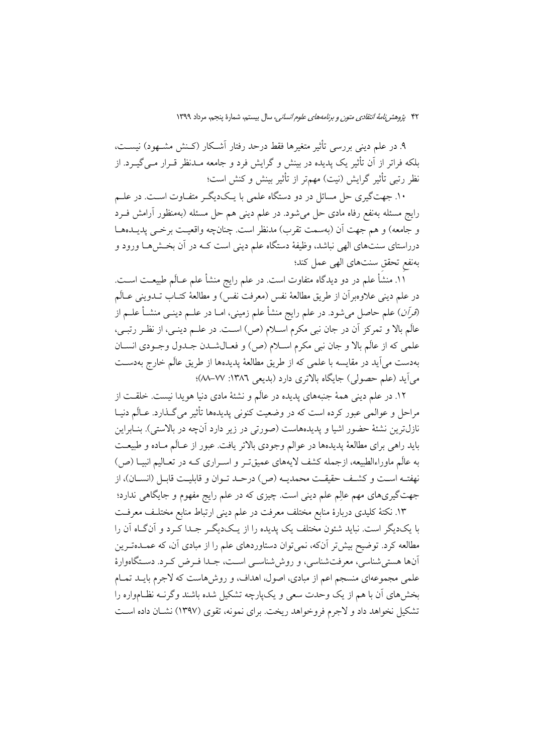۹. در علم دینی بررسی تأثیر متغیرها فقط درحد رفتار آشکار (کنش مشهود) نیست، بلکه فراتر از آن تأثیر یک پدیده در بینش و گرایش فرد و جامعه مدنظر قرار می‌گیرد. از نظر رتبی تأثیر گرایش (نیت) مهم‌تر از تأثیر بینش و کنش است؛

۱۰. جهت‌گیری حل مسائل در دو دستگاه علمی با یک‌دیگر متفاوت است. در علم رایج مسئله به‌نفع رفاه مادی حل می‌شود. در علم دینی هم حل مسئله (به‌منظور آرامش فرد و جامعه) و هم جهت آن (به‌سمت تقرب) مدنظر است. چنان‌چه واقعیت برخی پدیده‌ها درراستای سنت‌های الهی نباشد، وظیفهٔ دستگاه علم دینی است که در آن بخش‌ها ورود و به‌نفعِ تحقق سنت‌های الهی عمل کند؛

۱۱. منشأ علم در دو دیدگاه متفاوت است. در علم رایج منشأ علم عالَم طبیعت است. در علم دینی علاوه‌بر‌آن از طریق مطالعهٔ نفس (معرفت نفس) و مطالعهٔ کتاب تدوینی عالَم (*قرآن*) علم حاصل می‌شود. در علم رایج منشأ علم زمینی، اما در علم دینی منشأ علم از عالَم بالا و تمرکز آن در جان نبی مکرم اسلام (ص) است. در علم دینی، از نظر رتبی، علمی که از عالَم بالا و جان نبی مکرم اسلام (ص) و فعال‌شدن جدول وجودی انسان به‌دست می‌آید در مقایسه با علمی که از طریق مطالعهٔ پدیده‌ها از طریق عالَم خارج به‌دست می‌آید (علم حصولی) جایگاه بالاتری دارد (بدیعی ۱۳۸۶: ۷۷–۸۸)؛

۱۲. در علم دینی همهٔ جنبه‌های پدیده در عالَم و نشئهٔ مادی دنیا هویدا نیست. خلقت از مراحل و عوالمی عبور کرده است که در وضعیت کنونی پدیده‌ها تأثیر می‌گذارد. عالَم دنیا نازل‌ترین نشئهٔ حضور اشیا و پدیده‌هاست (صورتی در زیر دارد آن‌چه در بالاستی). بنابراین باید راهی برای مطالعهٔ پدیده‌ها در عوالم وجودی بالاتر یافت. عبور از عالَم ماده و طبیعت به عالَم ماوراءالطبیعه، ازجمله کشف لایه‌های عمیق‌تر و اسراری که در تعالیم انبیا (ص) نهفته است و کشف حقیقت محمدیه (ص) درحد توان و قابلیت قابل (انسان)، از جهت‌گیری‌های مهم عالِم علم دینی است. چیزی که در علم رایج مفهوم و جایگاهی ندارد؛

۱۳. نکتهٔ کلیدی دربارهٔ منابع مختلف معرفت در علم دینی ارتباط منابع مختلف معرفت با یک‌دیگر است. نباید شئون مختلف یک پدیده را از یک‌دیگر جدا کرد و آن‌گاه آن را مطالعه کرد. توضیح بیش‌تر آن‌که، نمی‌توان دستاوردهای علم را از مبادی آن، که عمده‌ترین آن‌ها هستی‌شناسی، معرفت‌شناسی، و روش‌شناسی است، جدا فرض کرد. دستگاه‌وارهٔ علمی مجموعه‌ای منسجم اعم از مبادی، اصول، اهداف، و روش‌هاست که لاجرم باید تمام بخش‌های آن با هم از یک وحدت سعی و یک‌پارچه تشکیل شده باشند وگرنه نظام‌واره را تشکیل نخواهد داد و لاجرم فروخواهد ریخت. برای نمونه، تقوی (۱۳۹۷) نشان داده است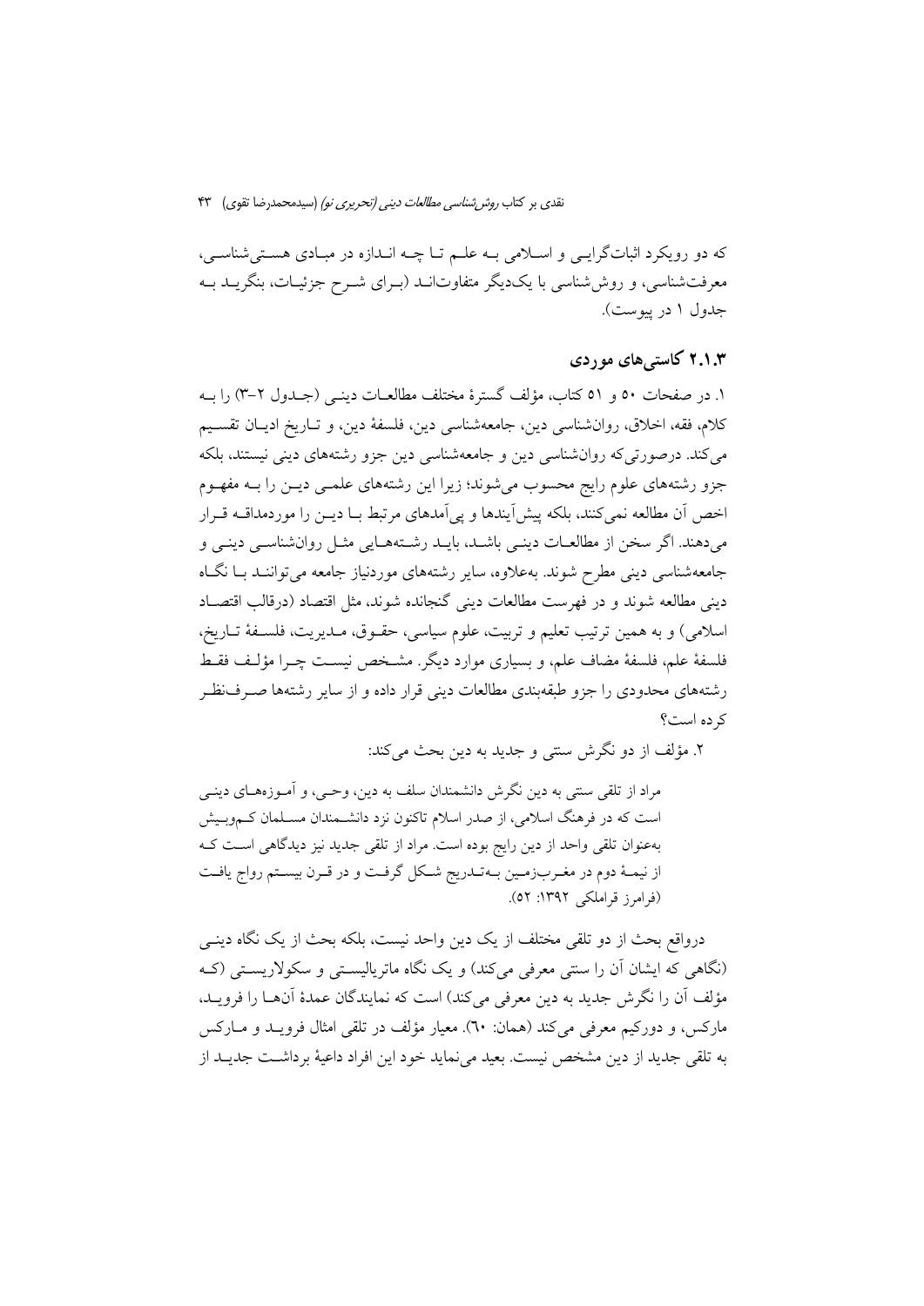که دو رویکرد اثبات‌گرایی و اسلامی به علم تا چه اندازه در مبادی هستی‌شناسی، معرفت‌شناسی، و روش‌شناسی با یک‌دیگر متفاوت‌اند (برای شرح جزئیات، بنگرید به جدول ۱ در پیوست).

### ۲.۱.۳ کاستی‌های موردی

۱. در صفحات ۵۰ و ۵۱ کتاب، مؤلف گسترهٔ مختلف مطالعات دینی (جدول ۲-۳) را به کلام، فقه، اخلاق، روان‌شناسی دین، جامعه‌شناسی دین، فلسفهٔ دین، و تاریخ ادیان تقسیم می‌کند. درصورتی‌که روان‌شناسی دین و جامعه‌شناسی دین جزو رشته‌های دینی نیستند، بلکه جزو رشته‌های علوم رایج محسوب می‌شوند؛ زیرا این رشته‌های علمی دین را به مفهوم اخص آن مطالعه نمی‌کنند، بلکه پیش‌آیندها و پی‌آمدهای مرتبط با دین را موردمداقه قرار می‌دهند. اگر سخن از مطالعات دینی باشد، باید رشته‌هایی مثل روان‌شناسی دینی و جامعه‌شناسی دینی مطرح شوند. به‌علاوه، سایر رشته‌های موردنیاز جامعه می‌توانند با نگاه دینی مطالعه شوند و در فهرست مطالعات دینی گنجانده شوند، مثل اقتصاد (درقالب اقتصاد اسلامی) و به همین ترتیب تعلیم و تربیت، علوم سیاسی، حقوق، مدیریت، فلسفهٔ تاریخ، فلسفهٔ علم، فلسفهٔ مضاف علم، و بسیاری موارد دیگر. مشخص نیست چرا مؤلف فقط رشته‌های محدودی را جزو طبقه‌بندی مطالعات دینی قرار داده و از سایر رشته‌ها صرف‌نظر کرده است؟

۲. مؤلف از دو نگرش سنتی و جدید به دین بحث می‌کند:

> مراد از تلقی سنتی به دین نگرش دانشمندان سلف به دین، وحی، و آموزه‌های دینی است که در فرهنگ اسلامی، از صدر اسلام تاکنون نزد دانشمندان مسلمان کم‌وبیش به‌عنوان تلقی واحد از دین رایج بوده است. مراد از تلقی جدید نیز دیدگاهی است که از نیمهٔ دوم در مغرب‌زمین به‌تدریج شکل گرفت و در قرن بیستم رواج یافت (فرامرز قراملکی ۱۳۹۲: ۵۲).

درواقع بحث از دو تلقی مختلف از یک دین واحد نیست، بلکه بحث از یک نگاه دینی (نگاهی که ایشان آن را سنتی معرفی می‌کند) و یک نگاه ماتریالیستی و سکولاریستی (که مؤلف آن را نگرش جدید به دین معرفی می‌کند) است که نمایندگان عمدهٔ آن‌ها را فروید، مارکس، و دورکیم معرفی می‌کند (همان: ٦٠). معیار مؤلف در تلقی امثال فروید و مارکس به تلقی جدید از دین مشخص نیست. بعید می‌نماید خود این افراد داعیهٔ برداشت جدید از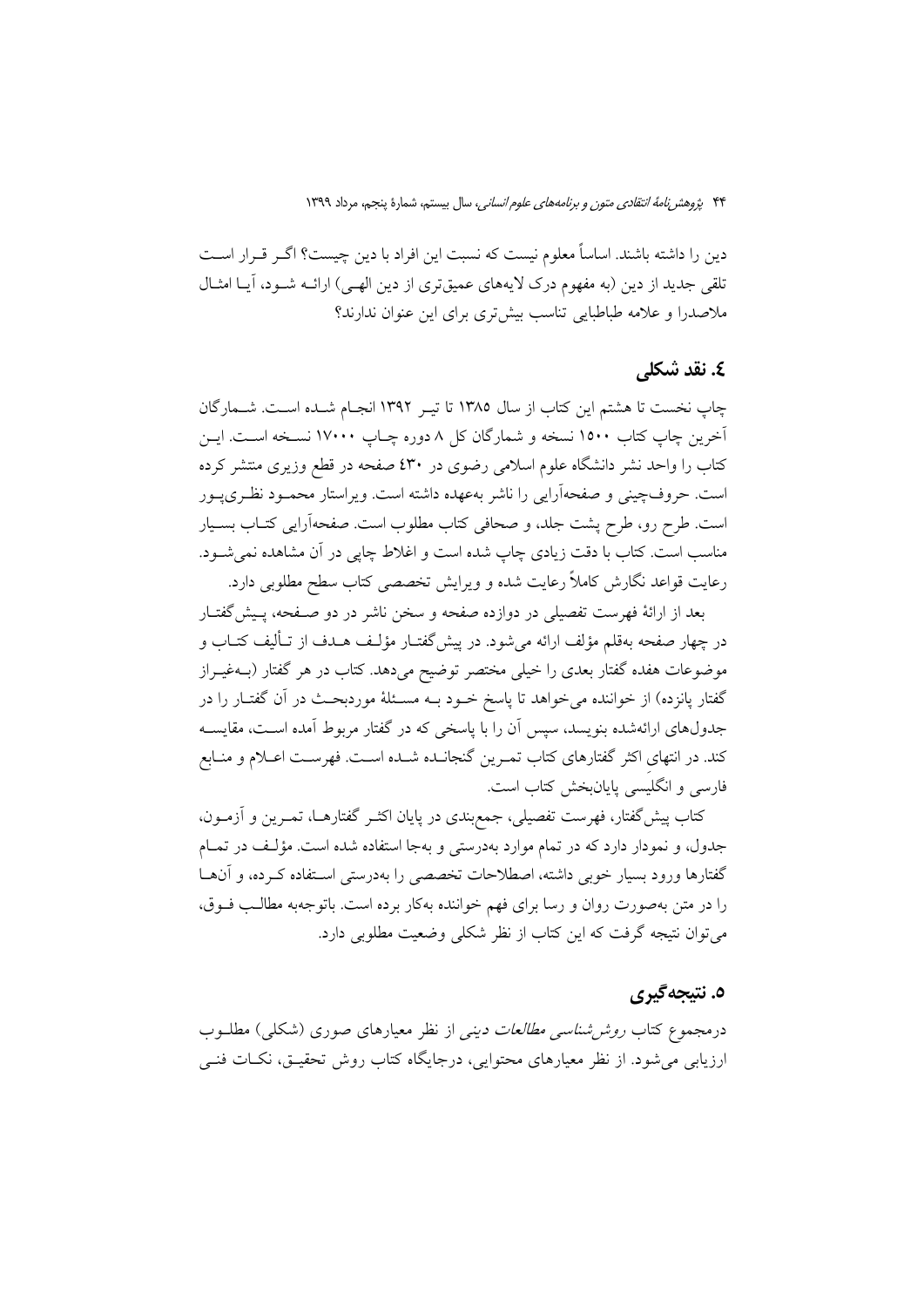دین را داشته باشند. اساساً معلوم نیست که نسبت این افراد با دین چیست؟ اگر قرار است تلقی جدید از دین (به مفهوم درک لایه‌های عمیق‌تری از دین الهی) ارائه شود، آیا امثال ملاصدرا و علامه طباطبایی تناسب بیش‌تری برای این عنوان ندارند؟

## ٤. نقد شکلی

چاپ نخست تا هشتم این کتاب از سال ١٣٨٥ تا تیر ١٣٩٢ انجام شده است. شمارگان آخرین چاپ کتاب ١٥٠٠ نسخه و شمارگان کل ٨ دوره چاپ ١٧٠٠٠ نسخه است. این کتاب را واحد نشر دانشگاه علوم اسلامی رضوی در ٤٣٠ صفحه در قطع وزیری منتشر کرده است. حروف‌چینی و صفحه‌آرایی را ناشر به‌عهده داشته است. ویراستار محمود نظری‌پور است. طرح رو، طرح پشت جلد، و صحافی کتاب مطلوب است. صفحه‌آرایی کتاب بسیار مناسب است. کتاب با دقت زیادی چاپ شده است و اغلاط چاپی در آن مشاهده نمی‌شود. رعایت قواعد نگارش کاملاً رعایت شده و ویرایش تخصصی کتاب سطح مطلوبی دارد.

بعد از ارائهٔ فهرست تفصیلی در دوازده صفحه و سخن ناشر در دو صفحه، پیش‌گفتار در چهار صفحه به‌قلم مؤلف ارائه می‌شود. در پیش‌گفتار مؤلف هدف از تألیف کتاب و موضوعات هفده گفتار بعدی را خیلی مختصر توضیح می‌دهد. کتاب در هر گفتار (به‌غیراز گفتار پانزده) از خواننده می‌خواهد تا پاسخ خود به مسئلهٔ موردبحث در آن گفتار را در جدول‌های ارائه‌شده بنویسد، سپس آن را با پاسخی که در گفتار مربوط آمده است، مقایسه کند. در انتهای اکثر گفتارهای کتاب تمرین گنجانده شده است. فهرست اعلام و منابع فارسی و انگلیسی پایان‌بخش کتاب است.

کتاب پیش‌گفتار، فهرست تفصیلی، جمع‌بندی در پایان اکثر گفتارها، تمرین و آزمون، جدول، و نمودار دارد که در تمام موارد به‌درستی و به‌جا استفاده شده است. مؤلف در تمام گفتارها ورود بسیار خوبی داشته، اصطلاحات تخصصی را به‌درستی استفاده کرده، و آن‌ها را در متن به‌صورت روان و رسا برای فهم خواننده به‌کار برده است. باتوجه‌به مطالب فوق، می‌توان نتیجه گرفت که این کتاب از نظر شکلی وضعیت مطلوبی دارد.

## ٥. نتیجه‌گیری

درمجموع کتاب *روش‌شناسی مطالعات دینی* از نظر معیارهای صوری (شکلی) مطلوب ارزیابی می‌شود. از نظر معیارهای محتوایی، درجایگاه کتاب روش تحقیق، نکات فنی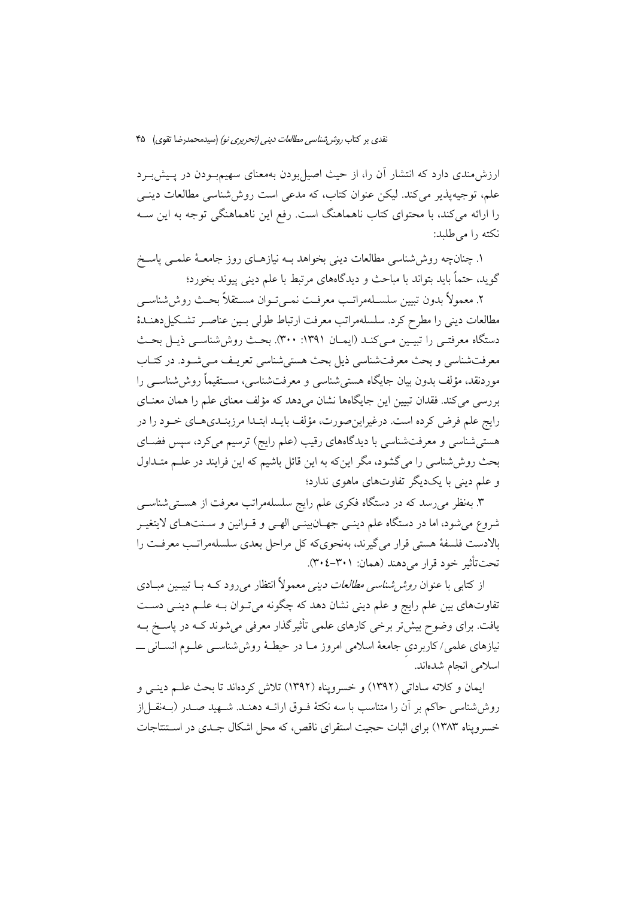ارزش‌مندی دارد که انتشار آن را، از حیث اصیل‌بودن به‌معنای سهیم‌بودن در پیش‌برد علم، توجیه‌پذیر می‌کند. لیکن عنوان کتاب، که مدعی است روش‌شناسی مطالعات دینی را ارائه می‌کند، با محتوای کتاب ناهماهنگ است. رفع این ناهماهنگی توجه به این سه نکته را می‌طلبد:

۱. چنان‌چه روش‌شناسی مطالعات دینی بخواهد به نیازهای روز جامعهٔ علمی پاسخ گوید، حتماً باید بتواند با مباحث و دیدگاه‌های مرتبط با علم دینی پیوند بخورد؛

۲. معمولاً بدون تبیین سلسله‌مراتب معرفت نمی‌توان مستقلاً بحث روش‌شناسی مطالعات دینی را مطرح کرد. سلسله‌مراتب معرفت ارتباط طولی بین عناصر تشکیل‌دهندهٔ دستگاه معرفتی را تبیین می‌کند (ایمان ۱۳۹۱: ۳۰۰). بحث روش‌شناسی ذیل بحث معرفت‌شناسی و بحث معرفت‌شناسی ذیل بحث هستی‌شناسی تعریف می‌شود. در کتاب موردنقد، مؤلف بدون بیان جایگاه هستی‌شناسی و معرفت‌شناسی، مستقیماً روش‌شناسی را بررسی می‌کند. فقدان تبیین این جایگاه‌ها نشان می‌دهد که مؤلف معنای علم را همان معنای رایج علم فرض کرده است. درغیراین‌صورت، مؤلف باید ابتدا مرزبندی‌های خود را در هستی‌شناسی و معرفت‌شناسی با دیدگاه‌های رقیب (علم رایج) ترسیم می‌کرد، سپس فضای بحث روش‌شناسی را می‌گشود، مگر این‌که به این قائل باشیم که این فرایند در علم متداول و علم دینی با یک‌دیگر تفاوت‌های ماهوی ندارد؛

۳. به‌نظر می‌رسد که در دستگاه فکری علم رایج سلسله‌مراتب معرفت از هستی‌شناسی شروع می‌شود، اما در دستگاه علم دینی جهان‌بینی الهی و قوانین و سنت‌های لایتغیر بالادست فلسفهٔ هستی قرار می‌گیرند، به‌نحوی‌که کل مراحل بعدی سلسله‌مراتب معرفت را تحت‌تأثیر خود قرار می‌دهند (همان: ۳۰۱-۳۰۴).

از کتابی با عنوان *روش‌شناسی مطالعات دینی* معمولاً انتظار می‌رود که با تبیین مبادی تفاوت‌های بین علم رایج و علم دینی نشان دهد که چگونه می‌توان به علم دینی دست یافت. برای وضوح بیش‌تر برخی کارهای علمی تأثیرگذار معرفی می‌شوند که در پاسخ به نیازهای علمی/ کاربردیِ جامعهٔ اسلامی امروز ما در حیطهٔ روش‌شناسی علوم انسانی ــ اسلامی انجام شده‌اند.

ایمان و کلاته ساداتی (۱۳۹۲) و خسروپناه (۱۳۹۲) تلاش کرده‌اند تا بحث علم دینی و روش‌شناسی حاکم بر آن را متناسب با سه نکتهٔ فوق ارائه دهند. شهید صدر (به‌نقل‌از خسروپناه ۱۳۸۳) برای اثبات حجیت استقرای ناقص، که محل اشکال جدی در استنتاجات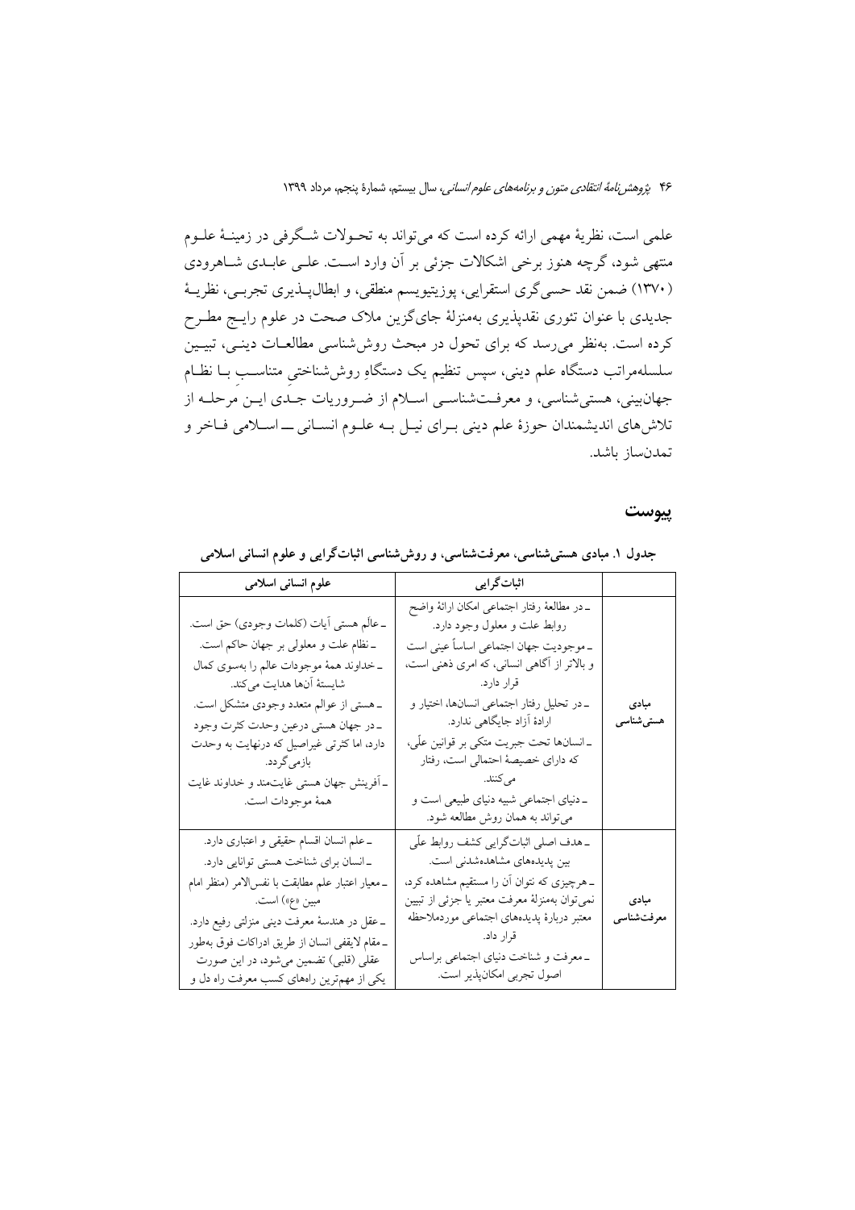علمی است، نظریهٔ مهمی ارائه کرده است که می‌تواند به تحولات شگرفی در زمینهٔ علوم منتهی شود، گرچه هنوز برخی اشکالات جزئی بر آن وارد است. علی عابدی شاهرودی (۱۳۷۰) ضمن نقد حسی‌گری استقرایی، پوزیتیویسم منطقی، و ابطال‌پذیری تجربی، نظریهٔ جدیدی با عنوان تئوری نقدپذیری به‌منزلهٔ جای‌گزین ملاک صحت در علوم رایج مطرح کرده است. به‌نظر می‌رسد که برای تحول در مبحث روش‌شناسی مطالعات دینی، تبیین سلسله‌مراتب دستگاه علم دینی، سپس تنظیم یک دستگاهِ روش‌شناختیِ متناسبِ با نظام جهان‌بینی، هستی‌شناسی، و معرفت‌شناسی اسلام از ضروریات جدی این مرحله از تلاش‌های اندیشمندان حوزهٔ علم دینی برای نیل به علوم انسانی ــ اسلامی فاخر و تمدن‌ساز باشد.

## پیوست

**جدول ۱. مبادی هستی‌شناسی، معرفت‌شناسی، و روش‌شناسی اثبات‌گرایی و علوم انسانی اسلامی**

| | اثبات‌گرایی | علوم انسانی اسلامی |
|---|---|---|
| مبادی هستی‌شناسی | ـ در مطالعهٔ رفتار اجتماعی امکان ارائهٔ واضح روابط علت و معلول وجود دارد.<br>ـ موجودیت جهان اجتماعی اساساً عینی است و بالاتر از آگاهی انسانی، که امری ذهنی است، قرار دارد.<br>ـ در تحلیل رفتار اجتماعی انسان‌ها، اختیار و ارادهٔ آزاد جایگاهی ندارد.<br>ـ انسان‌ها تحت جبریت متکی بر قوانین علّی، که دارای خصیصهٔ احتمالی است، رفتار می‌کنند.<br>ـ دنیای اجتماعی شبیه دنیای طبیعی است و می‌تواند به همان روش مطالعه شود. | ـ عالَم هستی آیات (کلمات وجودی) حق است.<br>ـ نظام علت و معلولی بر جهان حاکم است.<br>ـ خداوند همهٔ موجودات عالم را به‌سوی کمال شایستهٔ آن‌ها هدایت می‌کند.<br>ـ هستی از عوالم متعدد وجودی متشکل است.<br>ـ در جهان هستی درعین وحدت کثرت وجود دارد، اما کثرتی غیراصیل که درنهایت به وحدت بازمی‌گردد.<br>ـ آفرینش جهان هستی غایت‌مند و خداوند غایت همهٔ موجودات است. |
| مبادی معرفت‌شناسی | ـ هدف اصلی اثبات‌گرایی کشف روابط علّی بین پدیده‌های مشاهده‌شدنی است.<br>ـ هرچیزی که نتوان آن را مستقیم مشاهده کرد، نمی‌توان به‌منزلهٔ معرفت معتبر یا جزئی از تبیین معتبر دربارهٔ پدیده‌های اجتماعی موردملاحظه قرار داد.<br>ـ معرفت و شناخت دنیای اجتماعی براساس اصول تجربی امکان‌پذیر است. | ـ علم انسان اقسام حقیقی و اعتباری دارد.<br>ـ انسان برای شناخت هستی توانایی دارد.<br>ـ معیار اعتبار علم مطابقت با نفس‌الامر (منظر امام مبین «ع») است.<br>ـ عقل در هندسهٔ معرفت دینی منزلتی رفیع دارد.<br>ـ مقام لایقفی انسان از طریق ادراکات فوق به‌طور عقلی (قلبی) تضمین می‌شود، در این صورت یکی از مهم‌ترین راه‌های کسب معرفت راه دل و |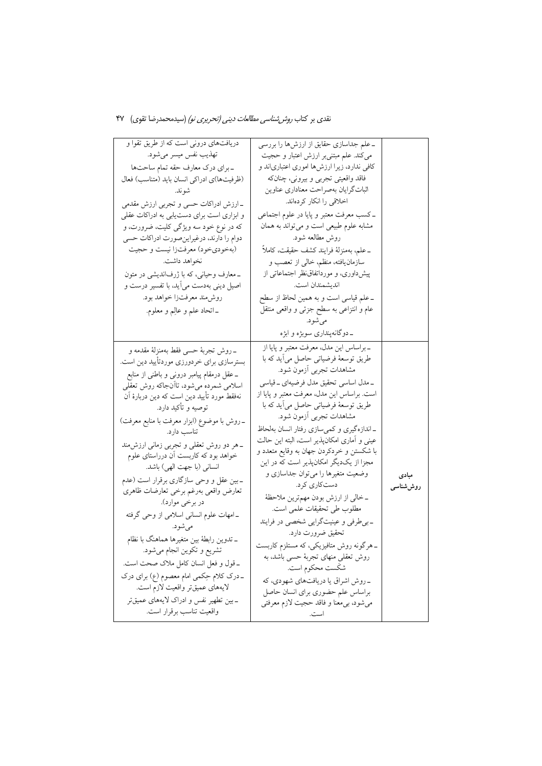| | | |
|---|---|---|
| | ـ علم جداسازی حقایق از ارزش‌ها را بررسی می‌کند. علم مبتنی‌بر ارزش اعتبار و حجیت کافی ندارد، زیرا ارزش‌ها اموری اعتباری‌اند و فاقد واقعیتی تجربی و بیرونی، چنان‌که اثبات‌گرایان به‌صراحت معناداری عناوین اخلاقی را انکار کرده‌اند.<br>ـ کسب معرفت معتبر و پایا در علوم اجتماعی مشابه علوم طبیعی است و می‌تواند به همان روش مطالعه شود.<br>ـ علم، به‌منزلهٔ فرایند کشف حقیقت، کاملاً سازمان‌یافته، منظم، خالی از تعصب و پیش‌داوری، و مورداتفاق‌نظر اجتماعاتی از اندیشمندان است.<br>ـ علم قیاسی است و به همین لحاظ از سطح عام و انتزاعی به سطح جزئی و واقعی منتقل می‌شود.<br>ـ دوگانه‌پنداری سوبژه و ابژه | دریافت‌های درونی است که از طریق تقوا و تهذیب نفس میسر می‌شود.<br>ـ برای درک معارف حقه تمام ساحت‌ها (ظرفیت‌ها)ی ادراکی انسان باید (متناسب) فعال شوند.<br>ـ ارزش ادراکات حسی و تجربی ارزش مقدمی و ابزاری است برای دست‌یابی به ادراکات عقلی که در نوع خود سه ویژگی کلیت، ضرورت، و دوام را دارند، درغیراین‌صورت ادراکات حسی (به‌خودی‌خود) معرفت‌زا نیست و حجیت نخواهد داشت.<br>ـ معارف وحیانی، که با ژرف‌اندیشی در متون اصیل دینی به‌دست می‌آید، با تفسیر درست و روش‌مند معرفت‌زا خواهد بود.<br>ـ اتحاد علم و عالِم و معلوم. |
| مبادی روش‌شناسی | ـ براساس این مدل، معرفت معتبر و پایا از طریق توسعهٔ فرضیاتی حاصل می‌آید که با مشاهدات تجربی آزمون شود.<br>ـ مدل اساسی تحقیق مدل فرضیه‌ای ـ قیاسی است. براساس این مدل، معرفت معتبر و پایا از طریق توسعهٔ فرضیاتی حاصل می‌آید که با مشاهدات تجربی آزمون شود.<br>ـ اندازه‌گیری و کمی‌سازی رفتار انسان به‌لحاظ عینی و آماری امکان‌پذیر است، البته این حالت با شکستن و خردکردن جهان به وقایع متعدد و مجزا از یک‌دیگر امکان‌پذیر است که در این وضعیت متغیرها را می‌توان جداسازی و دست‌کاری کرد.<br>ـ خالی از ارزش بودن مهم‌ترین ملاحظهٔ مطلوب طی تحقیقات علمی است.<br>ـ بی‌طرفی و عینیت‌گرایی شخصی در فرایند تحقیق ضرورت دارد.<br>ـ هرگونه روش متافیزیکی، که مستلزم کاربست روش تعقلی منهای تجربهٔ حسی باشد، به شکست محکوم است.<br>ـ روش اشراق یا دریافت‌های شهودی، که براساس علم حضوری برای انسان حاصل می‌شود، بی‌معنا و فاقد حجیت لازم معرفتی است. | ـ روش تجربهٔ حسی فقط به‌منزلهٔ مقدمه و بسترسازی برای خردورزی موردتأیید دین است.<br>ـ عقل درمقام پیامبر درونی و باطنی از منابع اسلامی شمرده می‌شود، تاآن‌جاکه روش تعقلی نه‌فقط مورد تأیید دین است که دین دربارهٔ آن توصیه و تأکید دارد.<br>ـ روش با موضوع (ابزار معرفت با منابع معرفت) تناسب دارد.<br>ـ هر دو روش تعقلی و تجربی زمانی ارزش‌مند خواهد بود که کاربست آن درراستای علوم انسانی (با جهت الهی) باشد.<br>ـ بین عقل و وحی سازگاری برقرار است (عدم تعارض واقعی به‌رغم برخی تعارضات ظاهری در برخی موارد).<br>ـ امهات علوم انسانی اسلامی از وحی گرفته می‌شود.<br>ـ تدوین رابطهٔ بین متغیرها هماهنگ با نظام تشریع و تکوین انجام می‌شود.<br>ـ قول و فعل انسان کامل ملاک صحت است.<br>ـ درک کلام حِکمی امام معصوم (ع) برای درک لایه‌های عمیق‌تر واقعیت لازم است.<br>ـ بین تطهیر نفس و ادراک لایه‌های عمیق‌تر واقعیت تناسب برقرار است. |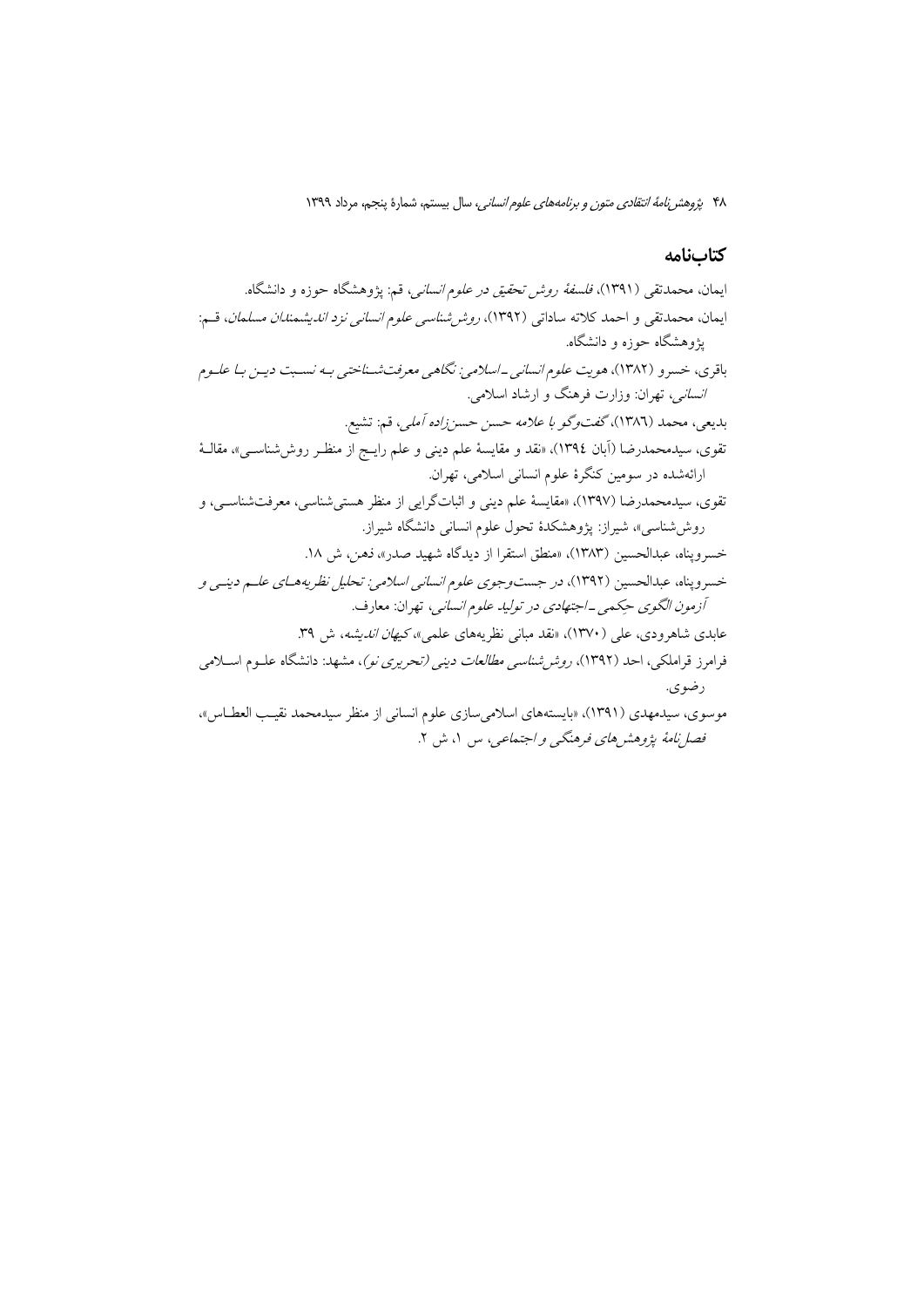## کتاب‌نامه

ایمان، محمدتقی (۱۳۹۱)، *فلسفهٔ روش تحقیق در علوم انسانی*، قم: پژوهشگاه حوزه و دانشگاه.

ایمان، محمدتقی و احمد کلاته ساداتی (۱۳۹۲)، *روش‌شناسی علوم انسانی نزد اندیشمندان مسلمان*، قم: پژوهشگاه حوزه و دانشگاه.

باقری، خسرو (۱۳۸۲)، هویت *علوم انسانی ـ اسلامی: نگاهی معرفت‌شناختی به نسبت دین با علوم انسانی*، تهران: وزارت فرهنگ و ارشاد اسلامی.

بدیعی، محمد (۱۳۸٦)، *گفت‌وگو با علامه حسن حسن‌زاده آملی*، قم: تشیع.

تقوی، سیدمحمدرضا (آبان ۱۳۹٤)، «نقد و مقایسهٔ علم دینی و علم رایج از منظر روش‌شناسی»، مقالهٔ ارائه‌شده در سومین کنگرهٔ علوم انسانی اسلامی، تهران.

تقوی، سیدمحمدرضا (۱۳۹۷)، «مقایسهٔ علم دینی و اثبات‌گرایی از منظر هستی‌شناسی، معرفت‌شناسی، و روش‌شناسی»، شیراز: پژوهشکدهٔ تحول علوم انسانی دانشگاه شیراز.

خسروپناه، عبدالحسین (۱۳۸۳)، «منطق استقرا از دیدگاه شهید صدر»، *ذهن*، ش ۱۸.

خسروپناه، عبدالحسین (۱۳۹۲)، *در جست‌وجوی علوم انسانی اسلامی: تحلیل نظریه‌های علم دینی و آزمون الگوی حِکَمی ـ اجتهادی در تولید علوم انسانی*، تهران: معارف.

عابدی شاهرودی، علی (۱۳۷۰)، «نقد مبانی نظریه‌های علمی»، *کیهان اندیشه*، ش ۳۹.

فرامرز قراملکی، احد (۱۳۹۲)، *روش‌شناسی مطالعات دینی (تحریری نو)*، مشهد: دانشگاه علوم اسلامی رضوی.

موسوی، سیدمهدی (۱۳۹۱)، «بایسته‌های اسلامی‌سازی علوم انسانی از منظر سیدمحمد نقیب العطاس»، *فصل‌نامهٔ پژوهش‌های فرهنگی و اجتماعی*، س ۱، ش ۲.